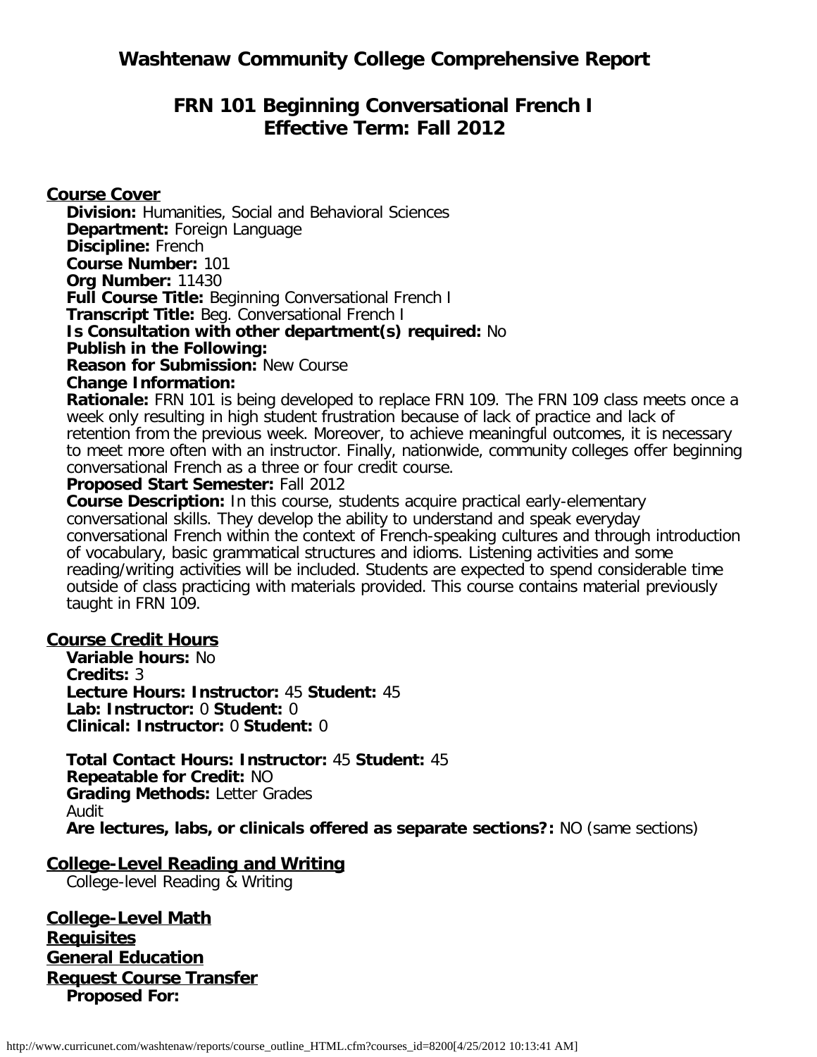# Washtenaw Community College Comprehensive Report

## FRN 101 Beginning Conversational French I
## Effective Term: Fall 2012

### Course Cover

**Division:** Humanities, Social and Behavioral Sciences
**Department:** Foreign Language
**Discipline:** French
**Course Number:** 101
**Org Number:** 11430
**Full Course Title:** Beginning Conversational French I
**Transcript Title:** Beg. Conversational French I
**Is Consultation with other department(s) required:** No
**Publish in the Following:**
**Reason for Submission:** New Course
**Change Information:**
**Rationale:** FRN 101 is being developed to replace FRN 109. The FRN 109 class meets once a week only resulting in high student frustration because of lack of practice and lack of retention from the previous week. Moreover, to achieve meaningful outcomes, it is necessary to meet more often with an instructor. Finally, nationwide, community colleges offer beginning conversational French as a three or four credit course.
**Proposed Start Semester:** Fall 2012
**Course Description:** In this course, students acquire practical early-elementary conversational skills. They develop the ability to understand and speak everyday conversational French within the context of French-speaking cultures and through introduction of vocabulary, basic grammatical structures and idioms. Listening activities and some reading/writing activities will be included. Students are expected to spend considerable time outside of class practicing with materials provided. This course contains material previously taught in FRN 109.

### Course Credit Hours

**Variable hours:** No
**Credits:** 3
**Lecture Hours: Instructor:** 45 **Student:** 45
**Lab: Instructor:** 0 **Student:** 0
**Clinical: Instructor:** 0 **Student:** 0

**Total Contact Hours: Instructor:** 45 **Student:** 45
**Repeatable for Credit:** NO
**Grading Methods:** Letter Grades
Audit
**Are lectures, labs, or clinicals offered as separate sections?:** NO (same sections)

### College-Level Reading and Writing

College-level Reading & Writing

### College-Level Math

### Requisites

### General Education

### Request Course Transfer

**Proposed For:**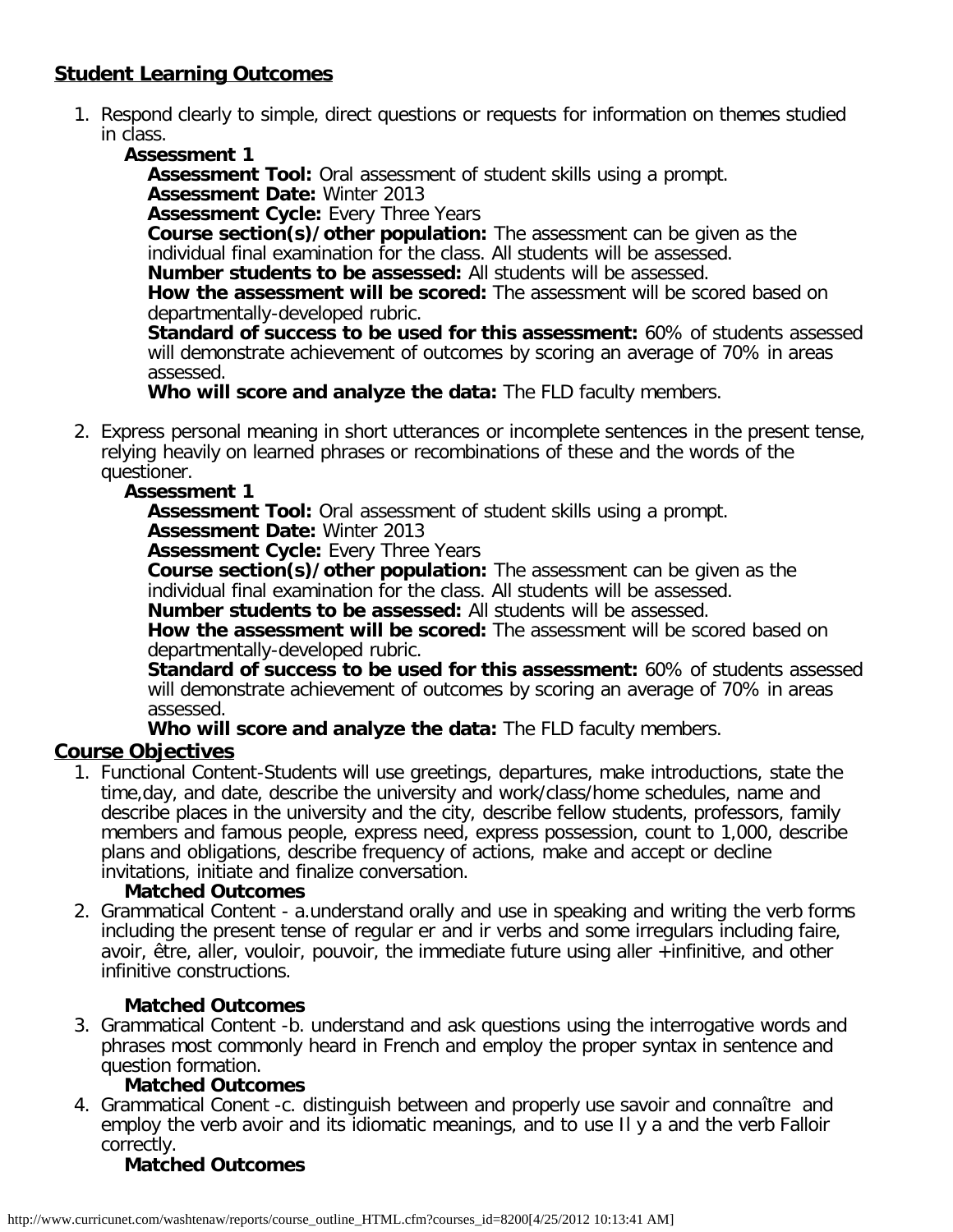## Student Learning Outcomes

1. Respond clearly to simple, direct questions or requests for information on themes studied in class.

   **Assessment 1**

   **Assessment Tool:** Oral assessment of student skills using a prompt.
   **Assessment Date:** Winter 2013
   **Assessment Cycle:** Every Three Years
   **Course section(s)/other population:** The assessment can be given as the individual final examination for the class. All students will be assessed.
   **Number students to be assessed:** All students will be assessed.
   **How the assessment will be scored:** The assessment will be scored based on departmentally-developed rubric.
   **Standard of success to be used for this assessment:** 60% of students assessed will demonstrate achievement of outcomes by scoring an average of 70% in areas assessed.
   **Who will score and analyze the data:** The FLD faculty members.

2. Express personal meaning in short utterances or incomplete sentences in the present tense, relying heavily on learned phrases or recombinations of these and the words of the questioner.

   **Assessment 1**

   **Assessment Tool:** Oral assessment of student skills using a prompt.
   **Assessment Date:** Winter 2013
   **Assessment Cycle:** Every Three Years
   **Course section(s)/other population:** The assessment can be given as the individual final examination for the class. All students will be assessed.
   **Number students to be assessed:** All students will be assessed.
   **How the assessment will be scored:** The assessment will be scored based on departmentally-developed rubric.
   **Standard of success to be used for this assessment:** 60% of students assessed will demonstrate achievement of outcomes by scoring an average of 70% in areas assessed.
   **Who will score and analyze the data:** The FLD faculty members.

## Course Objectives

1. Functional Content-Students will use greetings, departures, make introductions, state the time,day, and date, describe the university and work/class/home schedules, name and describe places in the university and the city, describe fellow students, professors, family members and famous people, express need, express possession, count to 1,000, describe plans and obligations, describe frequency of actions, make and accept or decline invitations, initiate and finalize conversation.

   **Matched Outcomes**

2. Grammatical Content - a.understand orally and use in speaking and writing the verb forms including the present tense of regular er and ir verbs and some irregulars including faire, avoir, être, aller, vouloir, pouvoir, the immediate future using aller +infinitive, and other infinitive constructions.

   **Matched Outcomes**

3. Grammatical Content -b. understand and ask questions using the interrogative words and phrases most commonly heard in French and employ the proper syntax in sentence and question formation.

   **Matched Outcomes**

4. Grammatical Conent -c. distinguish between and properly use savoir and connaître and employ the verb avoir and its idiomatic meanings, and to use Il y a and the verb Falloir correctly.

   **Matched Outcomes**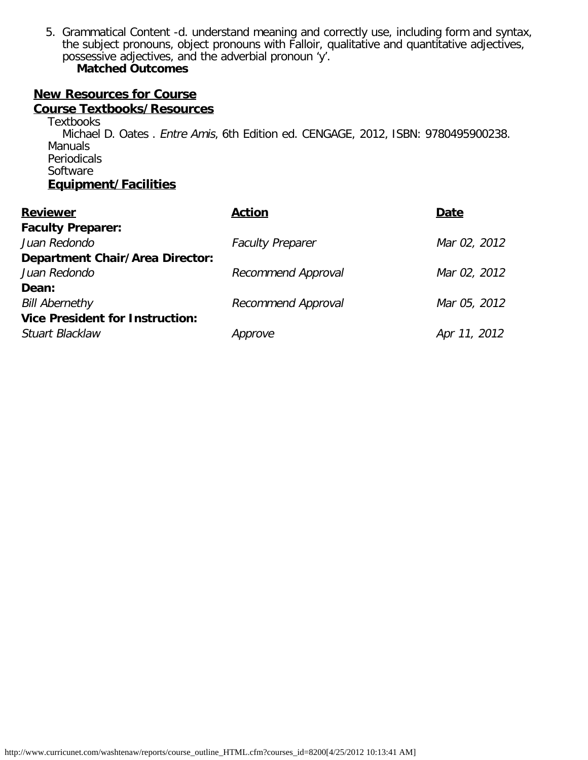5. Grammatical Content -d. understand meaning and correctly use, including form and syntax, the subject pronouns, object pronouns with Falloir, qualitative and quantitative adjectives, possessive adjectives, and the adverbial pronoun 'y'.
   **Matched Outcomes**

**New Resources for Course**

**Course Textbooks/Resources**

Textbooks

Michael D. Oates . *Entre Amis*, 6th Edition ed. CENGAGE, 2012, ISBN: 9780495900238.

Manuals

Periodicals

Software

**Equipment/Facilities**

| Reviewer | Action | Date |
| --- | --- | --- |
| **Faculty Preparer:** | | |
| *Juan Redondo* | *Faculty Preparer* | *Mar 02, 2012* |
| **Department Chair/Area Director:** | | |
| *Juan Redondo* | *Recommend Approval* | *Mar 02, 2012* |
| **Dean:** | | |
| *Bill Abernethy* | *Recommend Approval* | *Mar 05, 2012* |
| **Vice President for Instruction:** | | |
| *Stuart Blacklaw* | *Approve* | *Apr 11, 2012* |